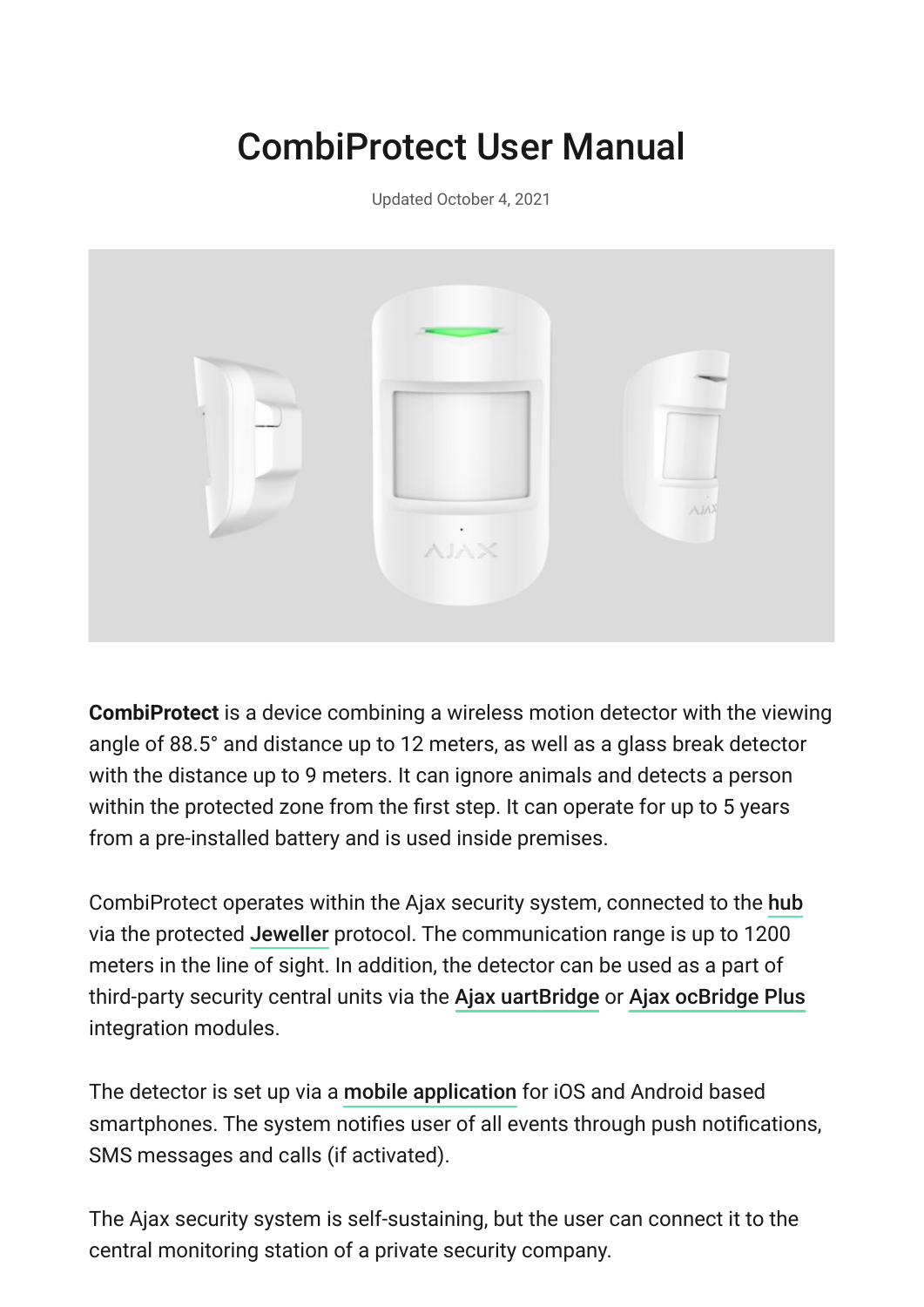# CombiProtect User Manual

Updated October 4, 2021

**CombiProtect** is a device combining a wireless motion detector with the viewing angle of 88.5° and distance up to 12 meters, as well as a glass break detector with the distance up to 9 meters. It can ignore animals and detects a person within the protected zone from the first step. It can operate for up to 5 years from a pre-installed battery and is used inside premises.

CombiProtect operates within the Ajax security system, connected to the **hub** via the protected **Jeweller** protocol. The communication range is up to 1200 meters in the line of sight. In addition, the detector can be used as a part of third-party security central units via the **Ajax uartBridge** or **Ajax ocBridge Plus** integration modules.

The detector is set up via a **mobile application** for iOS and Android based smartphones. The system notifies user of all events through push notifications, SMS messages and calls (if activated).

The Ajax security system is self-sustaining, but the user can connect it to the central monitoring station of a private security company.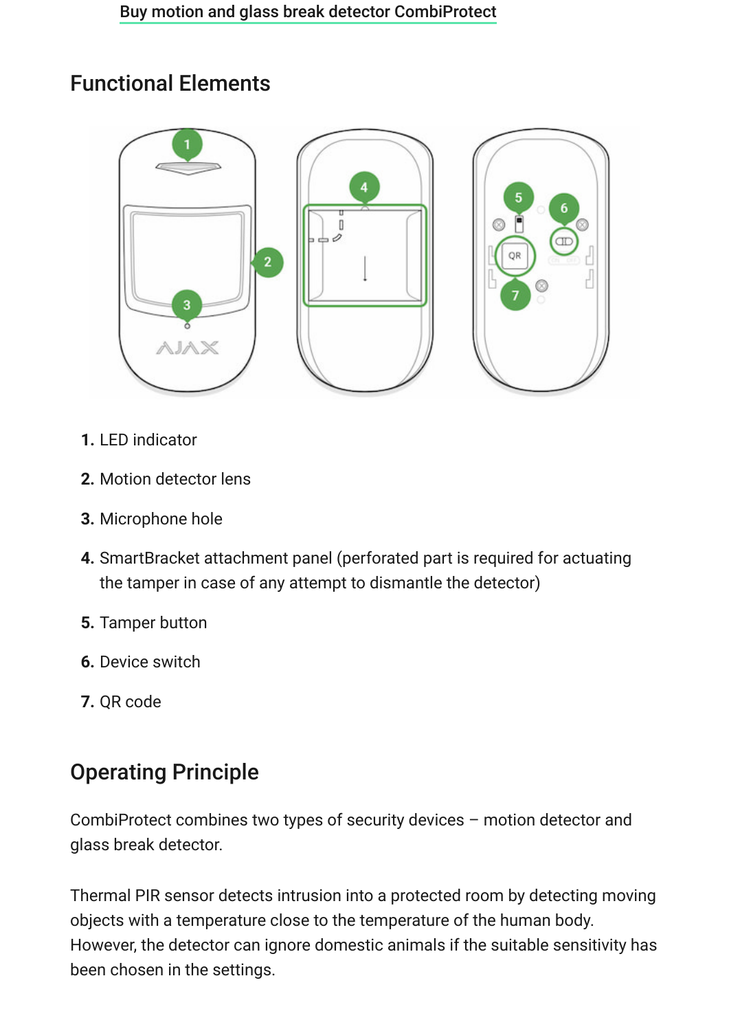Buy motion and glass break detector CombiProtect

## Functional Elements

1. LED indicator
2. Motion detector lens
3. Microphone hole
4. SmartBracket attachment panel (perforated part is required for actuating the tamper in case of any attempt to dismantle the detector)
5. Tamper button
6. Device switch
7. QR code

## Operating Principle

CombiProtect combines two types of security devices – motion detector and glass break detector.

Thermal PIR sensor detects intrusion into a protected room by detecting moving objects with a temperature close to the temperature of the human body. However, the detector can ignore domestic animals if the suitable sensitivity has been chosen in the settings.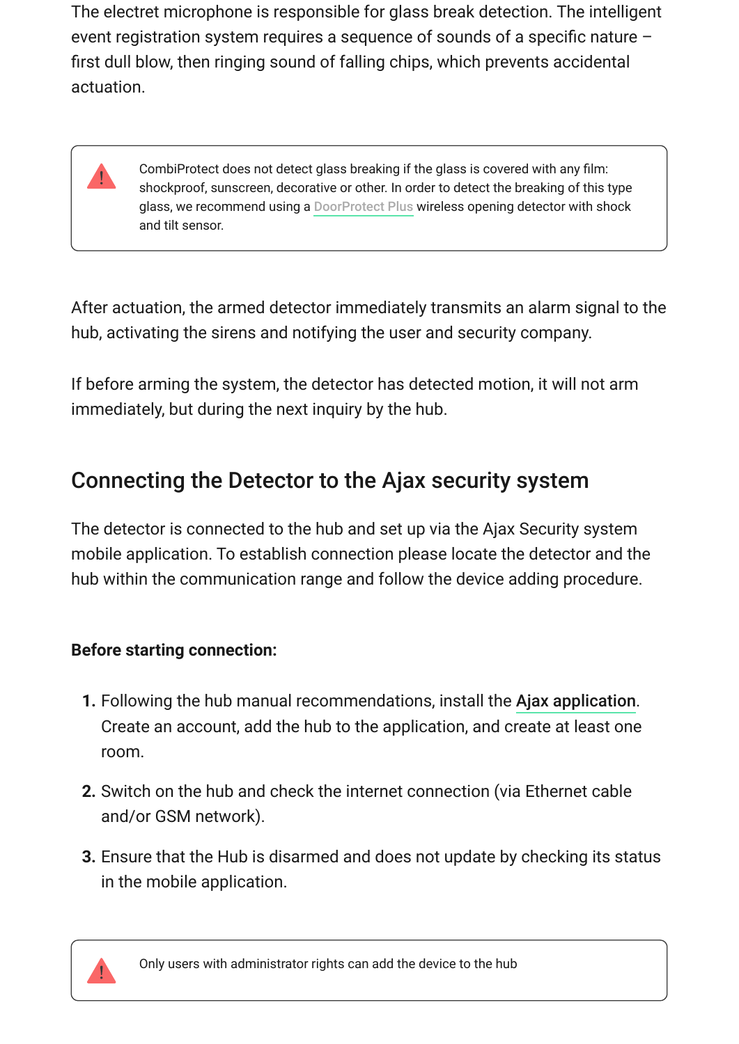The electret microphone is responsible for glass break detection. The intelligent event registration system requires a sequence of sounds of a specific nature – first dull blow, then ringing sound of falling chips, which prevents accidental actuation.

> CombiProtect does not detect glass breaking if the glass is covered with any film: shockproof, sunscreen, decorative or other. In order to detect the breaking of this type glass, we recommend using a DoorProtect Plus wireless opening detector with shock and tilt sensor.

After actuation, the armed detector immediately transmits an alarm signal to the hub, activating the sirens and notifying the user and security company.

If before arming the system, the detector has detected motion, it will not arm immediately, but during the next inquiry by the hub.

## Connecting the Detector to the Ajax security system

The detector is connected to the hub and set up via the Ajax Security system mobile application. To establish connection please locate the detector and the hub within the communication range and follow the device adding procedure.

**Before starting connection:**

1. Following the hub manual recommendations, install the **Ajax application**. Create an account, add the hub to the application, and create at least one room.
2. Switch on the hub and check the internet connection (via Ethernet cable and/or GSM network).
3. Ensure that the Hub is disarmed and does not update by checking its status in the mobile application.

> Only users with administrator rights can add the device to the hub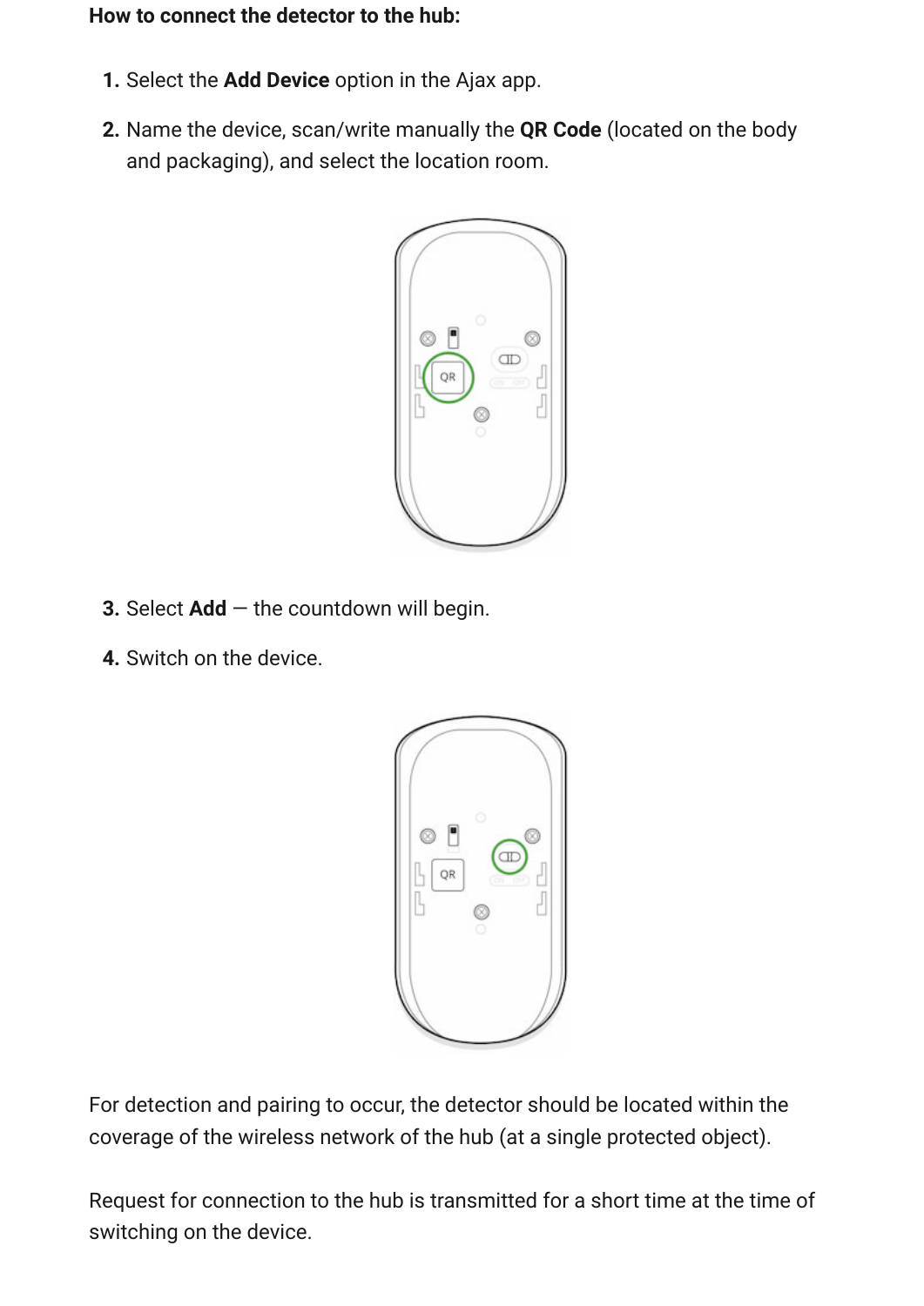**How to connect the detector to the hub:**

1. Select the **Add Device** option in the Ajax app.
2. Name the device, scan/write manually the **QR Code** (located on the body and packaging), and select the location room.
3. Select **Add** — the countdown will begin.
4. Switch on the device.

For detection and pairing to occur, the detector should be located within the coverage of the wireless network of the hub (at a single protected object).

Request for connection to the hub is transmitted for a short time at the time of switching on the device.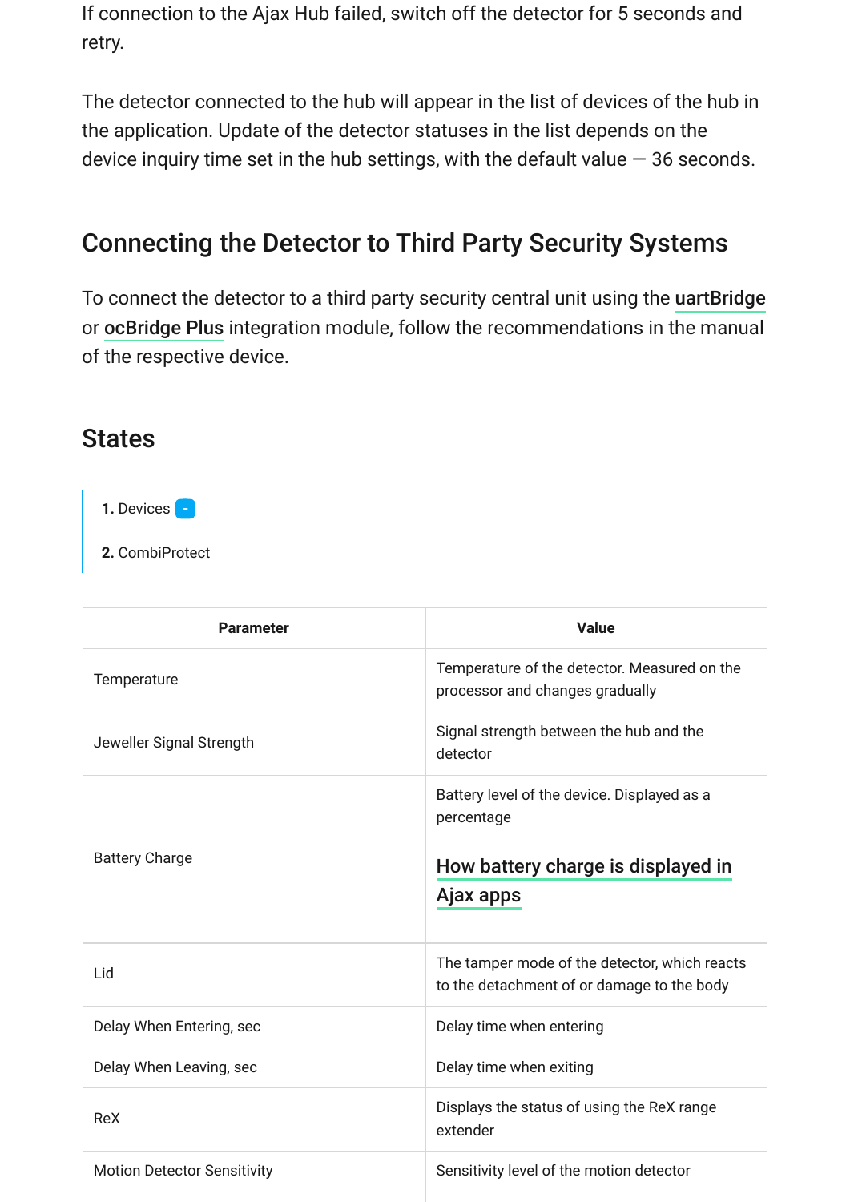If connection to the Ajax Hub failed, switch off the detector for 5 seconds and retry.

The detector connected to the hub will appear in the list of devices of the hub in the application. Update of the detector statuses in the list depends on the device inquiry time set in the hub settings, with the default value — 36 seconds.

## Connecting the Detector to Third Party Security Systems

To connect the detector to a third party security central unit using the uartBridge or ocBridge Plus integration module, follow the recommendations in the manual of the respective device.

## States

1. Devices
2. CombiProtect

| Parameter | Value |
| --- | --- |
| Temperature | Temperature of the detector. Measured on the processor and changes gradually |
| Jeweller Signal Strength | Signal strength between the hub and the detector |
| Battery Charge | Battery level of the device. Displayed as a percentage<br><br>How battery charge is displayed in Ajax apps |
| Lid | The tamper mode of the detector, which reacts to the detachment of or damage to the body |
| Delay When Entering, sec | Delay time when entering |
| Delay When Leaving, sec | Delay time when exiting |
| ReX | Displays the status of using the ReX range extender |
| Motion Detector Sensitivity | Sensitivity level of the motion detector |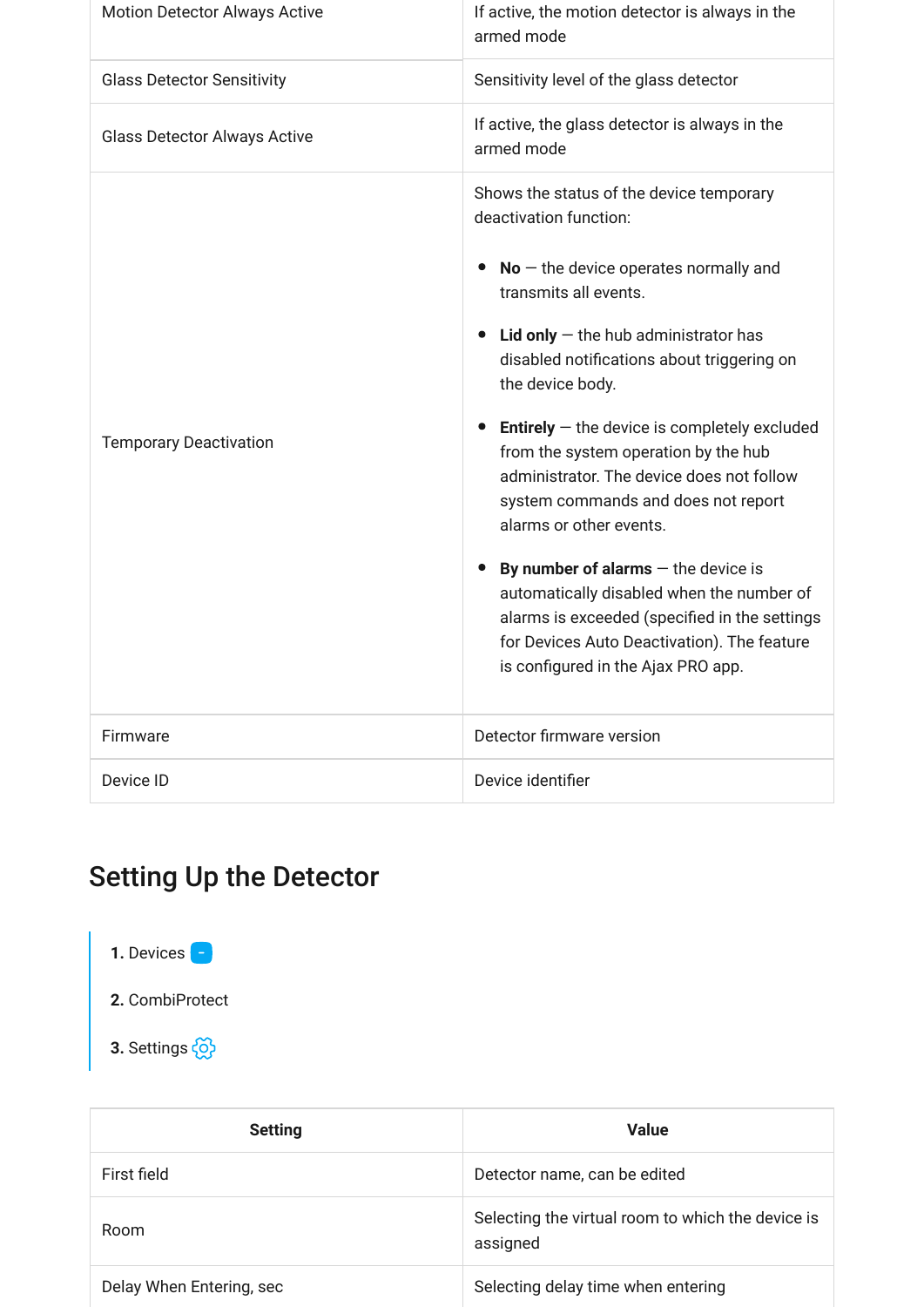| | |
|---|---|
| Motion Detector Always Active | If active, the motion detector is always in the armed mode |
| Glass Detector Sensitivity | Sensitivity level of the glass detector |
| Glass Detector Always Active | If active, the glass detector is always in the armed mode |
| Temporary Deactivation | Shows the status of the device temporary deactivation function:<br>• **No** — the device operates normally and transmits all events.<br>• **Lid only** — the hub administrator has disabled notifications about triggering on the device body.<br>• **Entirely** — the device is completely excluded from the system operation by the hub administrator. The device does not follow system commands and does not report alarms or other events.<br>• **By number of alarms** — the device is automatically disabled when the number of alarms is exceeded (specified in the settings for Devices Auto Deactivation). The feature is configured in the Ajax PRO app. |
| Firmware | Detector firmware version |
| Device ID | Device identifier |

## Setting Up the Detector

1. Devices
2. CombiProtect
3. Settings

| Setting | Value |
|---|---|
| First field | Detector name, can be edited |
| Room | Selecting the virtual room to which the device is assigned |
| Delay When Entering, sec | Selecting delay time when entering |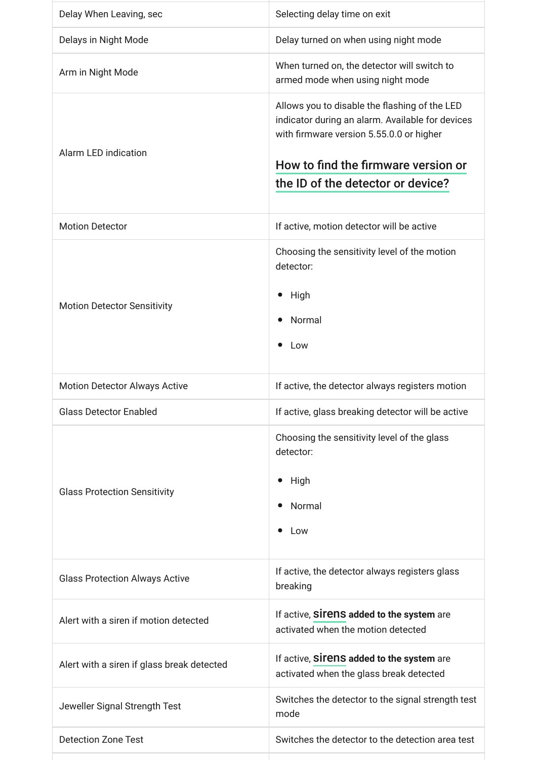| | |
|---|---|
| Delay When Leaving, sec | Selecting delay time on exit |
| Delays in Night Mode | Delay turned on when using night mode |
| Arm in Night Mode | When turned on, the detector will switch to armed mode when using night mode |
| Alarm LED indication | Allows you to disable the flashing of the LED indicator during an alarm. Available for devices with firmware version 5.55.0.0 or higher<br><br>**How to find the firmware version or the ID of the detector or device?** |
| Motion Detector | If active, motion detector will be active |
| Motion Detector Sensitivity | Choosing the sensitivity level of the motion detector:<br><br>• High<br>• Normal<br>• Low |
| Motion Detector Always Active | If active, the detector always registers motion |
| Glass Detector Enabled | If active, glass breaking detector will be active |
| Glass Protection Sensitivity | Choosing the sensitivity level of the glass detector:<br><br>• High<br>• Normal<br>• Low |
| Glass Protection Always Active | If active, the detector always registers glass breaking |
| Alert with a siren if motion detected | If active, **sirens added to the system** are activated when the motion detected |
| Alert with a siren if glass break detected | If active, **sirens added to the system** are activated when the glass break detected |
| Jeweller Signal Strength Test | Switches the detector to the signal strength test mode |
| Detection Zone Test | Switches the detector to the detection area test |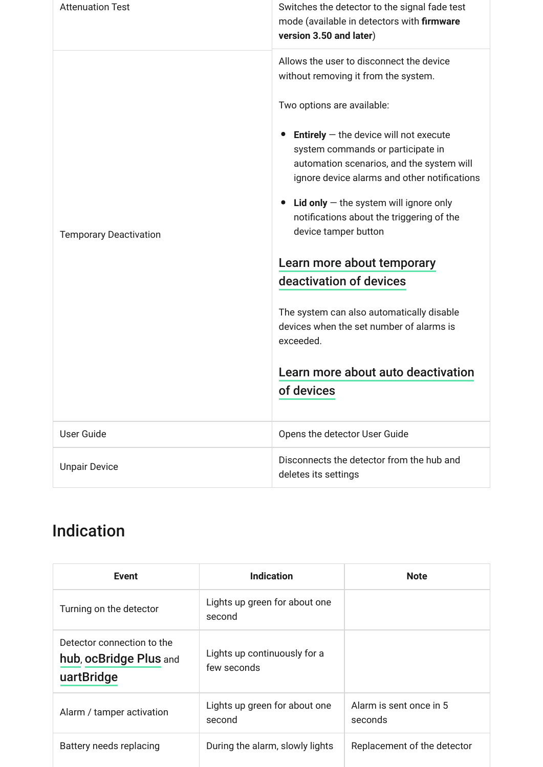| | |
|---|---|
| Attenuation Test | Switches the detector to the signal fade test mode (available in detectors with **firmware version 3.50 and later**) |
| Temporary Deactivation | Allows the user to disconnect the device without removing it from the system.<br><br>Two options are available:<br><br>• **Entirely** — the device will not execute system commands or participate in automation scenarios, and the system will ignore device alarms and other notifications<br>• **Lid only** — the system will ignore only notifications about the triggering of the device tamper button<br><br>Learn more about temporary deactivation of devices<br><br>The system can also automatically disable devices when the set number of alarms is exceeded.<br><br>Learn more about auto deactivation of devices |
| User Guide | Opens the detector User Guide |
| Unpair Device | Disconnects the detector from the hub and deletes its settings |

## Indication

| Event | Indication | Note |
|---|---|---|
| Turning on the detector | Lights up green for about one second | |
| Detector connection to the hub, ocBridge Plus and uartBridge | Lights up continuously for a few seconds | |
| Alarm / tamper activation | Lights up green for about one second | Alarm is sent once in 5 seconds |
| Battery needs replacing | During the alarm, slowly lights | Replacement of the detector |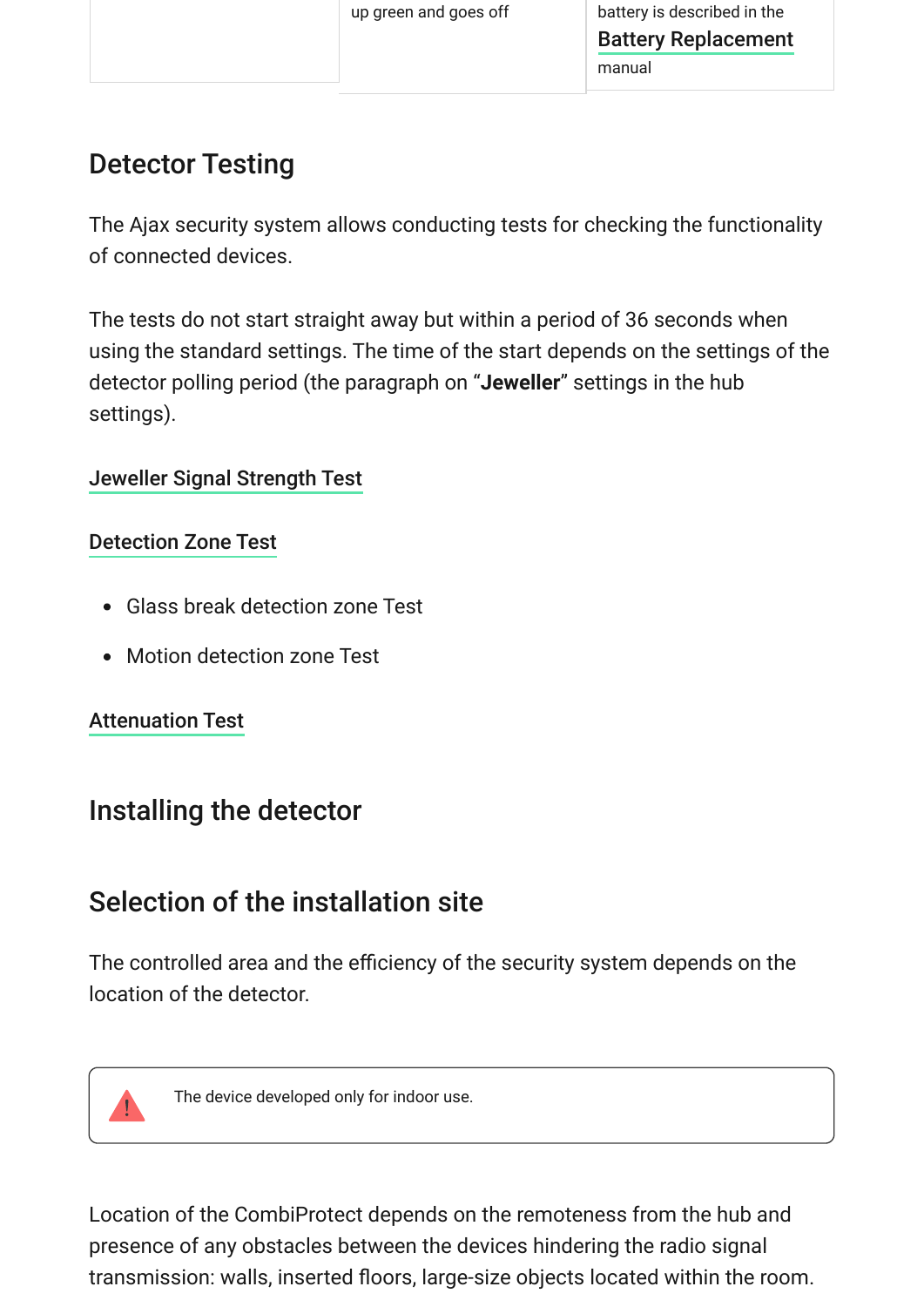| | up green and goes off | battery is described in the **Battery Replacement** manual |
|---|---|---|

## Detector Testing

The Ajax security system allows conducting tests for checking the functionality of connected devices.

The tests do not start straight away but within a period of 36 seconds when using the standard settings. The time of the start depends on the settings of the detector polling period (the paragraph on “**Jeweller**” settings in the hub settings).

Jeweller Signal Strength Test

Detection Zone Test

- Glass break detection zone Test
- Motion detection zone Test

Attenuation Test

## Installing the detector

## Selection of the installation site

The controlled area and the efficiency of the security system depends on the location of the detector.

> The device developed only for indoor use.

Location of the CombiProtect depends on the remoteness from the hub and presence of any obstacles between the devices hindering the radio signal transmission: walls, inserted floors, large-size objects located within the room.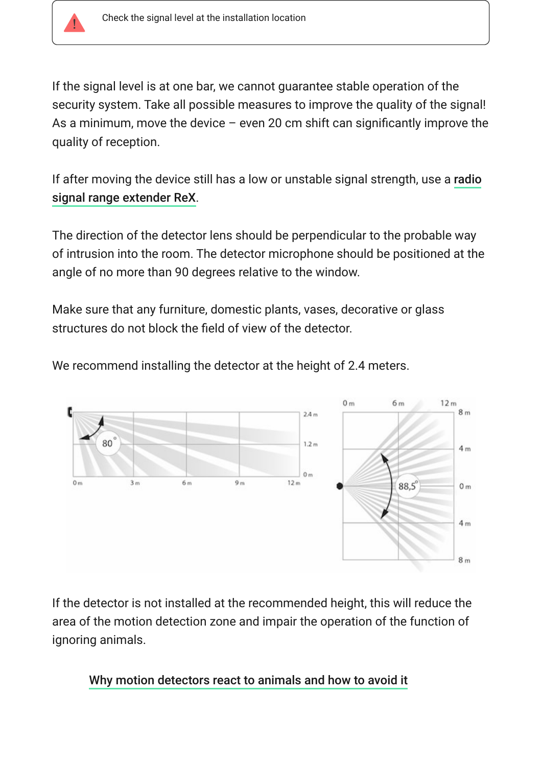Check the signal level at the installation location

If the signal level is at one bar, we cannot guarantee stable operation of the security system. Take all possible measures to improve the quality of the signal! As a minimum, move the device – even 20 cm shift can significantly improve the quality of reception.

If after moving the device still has a low or unstable signal strength, use a **radio signal range extender ReX**.

The direction of the detector lens should be perpendicular to the probable way of intrusion into the room. The detector microphone should be positioned at the angle of no more than 90 degrees relative to the window.

Make sure that any furniture, domestic plants, vases, decorative or glass structures do not block the field of view of the detector.

We recommend installing the detector at the height of 2.4 meters.

If the detector is not installed at the recommended height, this will reduce the area of the motion detection zone and impair the operation of the function of ignoring animals.

**Why motion detectors react to animals and how to avoid it**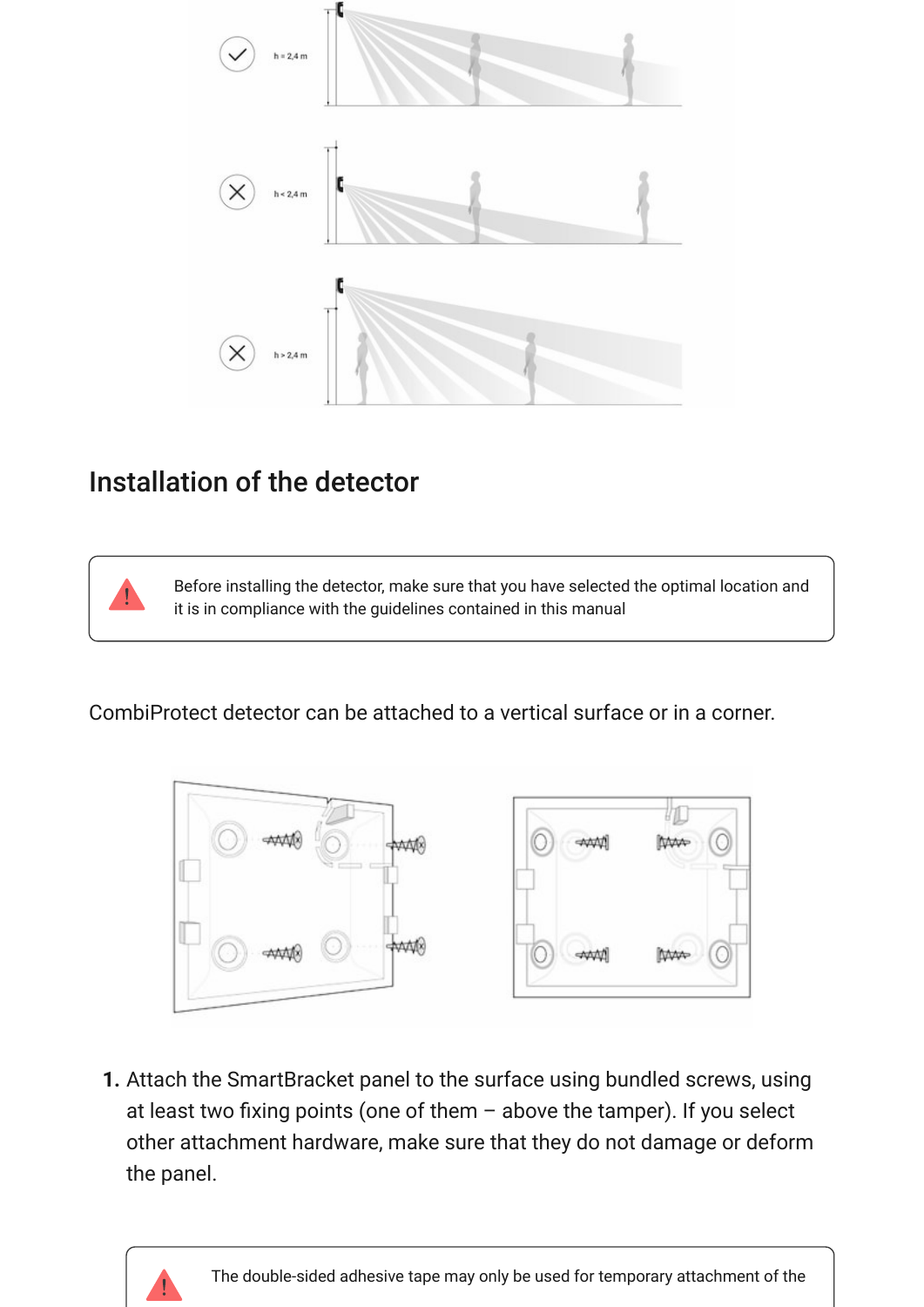## Installation of the detector

> Before installing the detector, make sure that you have selected the optimal location and it is in compliance with the guidelines contained in this manual

CombiProtect detector can be attached to a vertical surface or in a corner.

1. Attach the SmartBracket panel to the surface using bundled screws, using at least two fixing points (one of them – above the tamper). If you select other attachment hardware, make sure that they do not damage or deform the panel.

> The double-sided adhesive tape may only be used for temporary attachment of the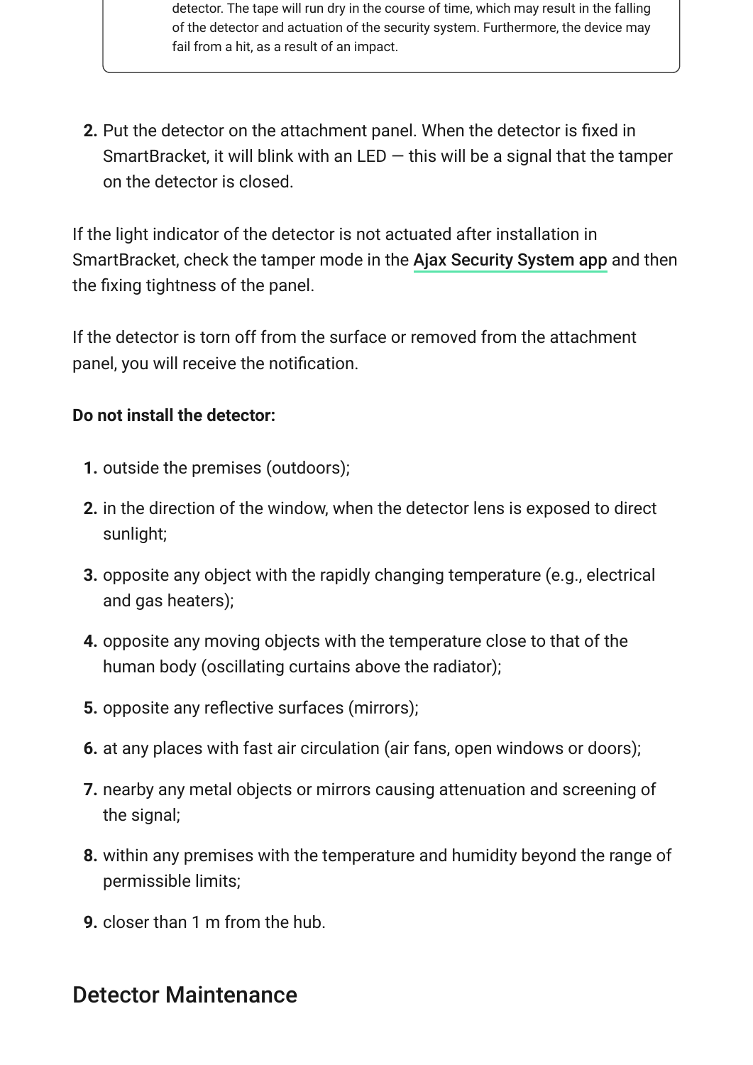detector. The tape will run dry in the course of time, which may result in the falling of the detector and actuation of the security system. Furthermore, the device may fail from a hit, as a result of an impact.

2. Put the detector on the attachment panel. When the detector is fixed in SmartBracket, it will blink with an LED — this will be a signal that the tamper on the detector is closed.

If the light indicator of the detector is not actuated after installation in SmartBracket, check the tamper mode in the Ajax Security System app and then the fixing tightness of the panel.

If the detector is torn off from the surface or removed from the attachment panel, you will receive the notification.

**Do not install the detector:**

1. outside the premises (outdoors);
2. in the direction of the window, when the detector lens is exposed to direct sunlight;
3. opposite any object with the rapidly changing temperature (e.g., electrical and gas heaters);
4. opposite any moving objects with the temperature close to that of the human body (oscillating curtains above the radiator);
5. opposite any reflective surfaces (mirrors);
6. at any places with fast air circulation (air fans, open windows or doors);
7. nearby any metal objects or mirrors causing attenuation and screening of the signal;
8. within any premises with the temperature and humidity beyond the range of permissible limits;
9. closer than 1 m from the hub.

## Detector Maintenance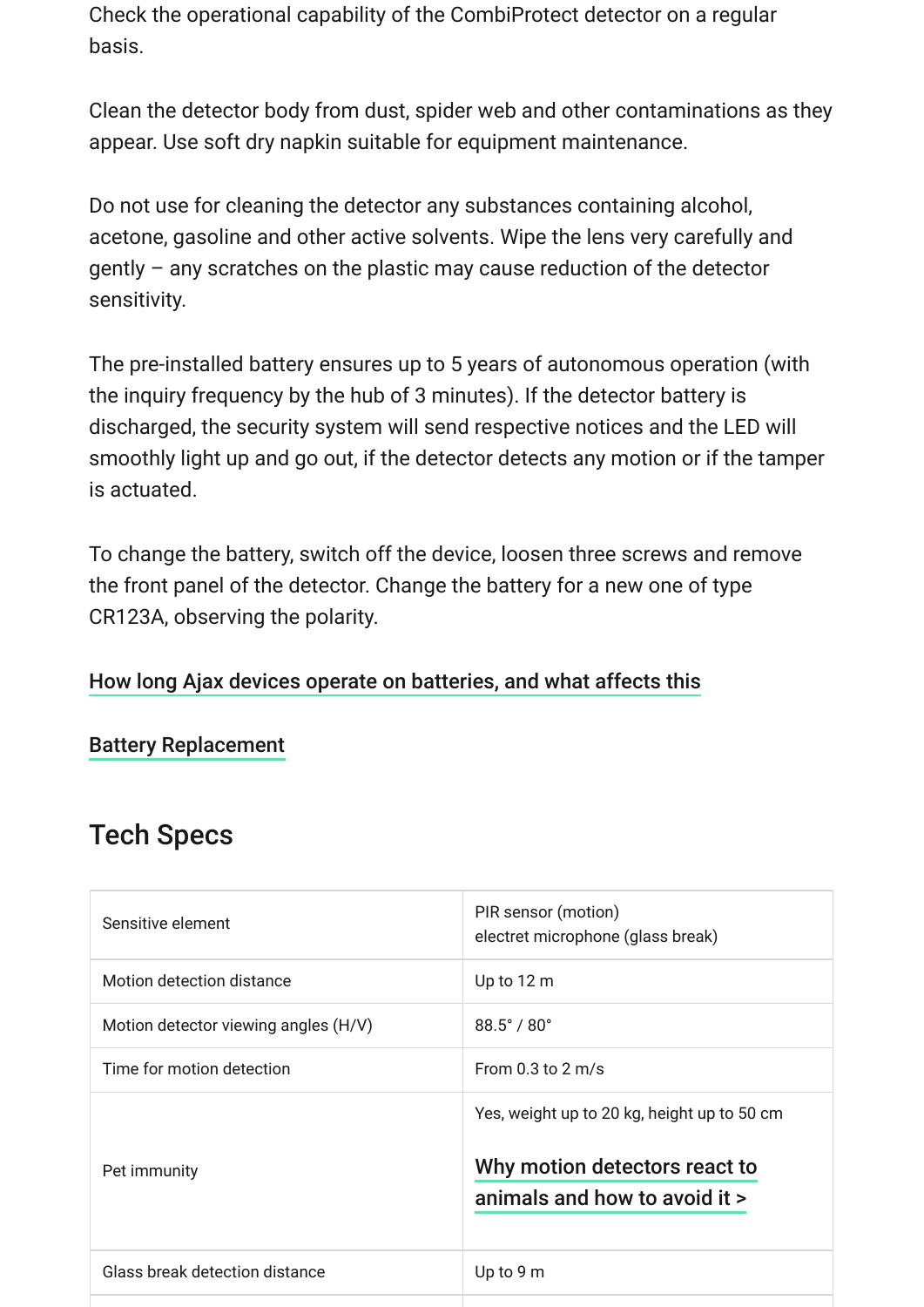Check the operational capability of the CombiProtect detector on a regular basis.

Clean the detector body from dust, spider web and other contaminations as they appear. Use soft dry napkin suitable for equipment maintenance.

Do not use for cleaning the detector any substances containing alcohol, acetone, gasoline and other active solvents. Wipe the lens very carefully and gently – any scratches on the plastic may cause reduction of the detector sensitivity.

The pre-installed battery ensures up to 5 years of autonomous operation (with the inquiry frequency by the hub of 3 minutes). If the detector battery is discharged, the security system will send respective notices and the LED will smoothly light up and go out, if the detector detects any motion or if the tamper is actuated.

To change the battery, switch off the device, loosen three screws and remove the front panel of the detector. Change the battery for a new one of type CR123A, observing the polarity.

How long Ajax devices operate on batteries, and what affects this

Battery Replacement

## Tech Specs

| | |
|---|---|
| Sensitive element | PIR sensor (motion)<br>electret microphone (glass break) |
| Motion detection distance | Up to 12 m |
| Motion detector viewing angles (H/V) | 88.5° / 80° |
| Time for motion detection | From 0.3 to 2 m/s |
| Pet immunity | Yes, weight up to 20 kg, height up to 50 cm<br><br>Why motion detectors react to animals and how to avoid it > |
| Glass break detection distance | Up to 9 m |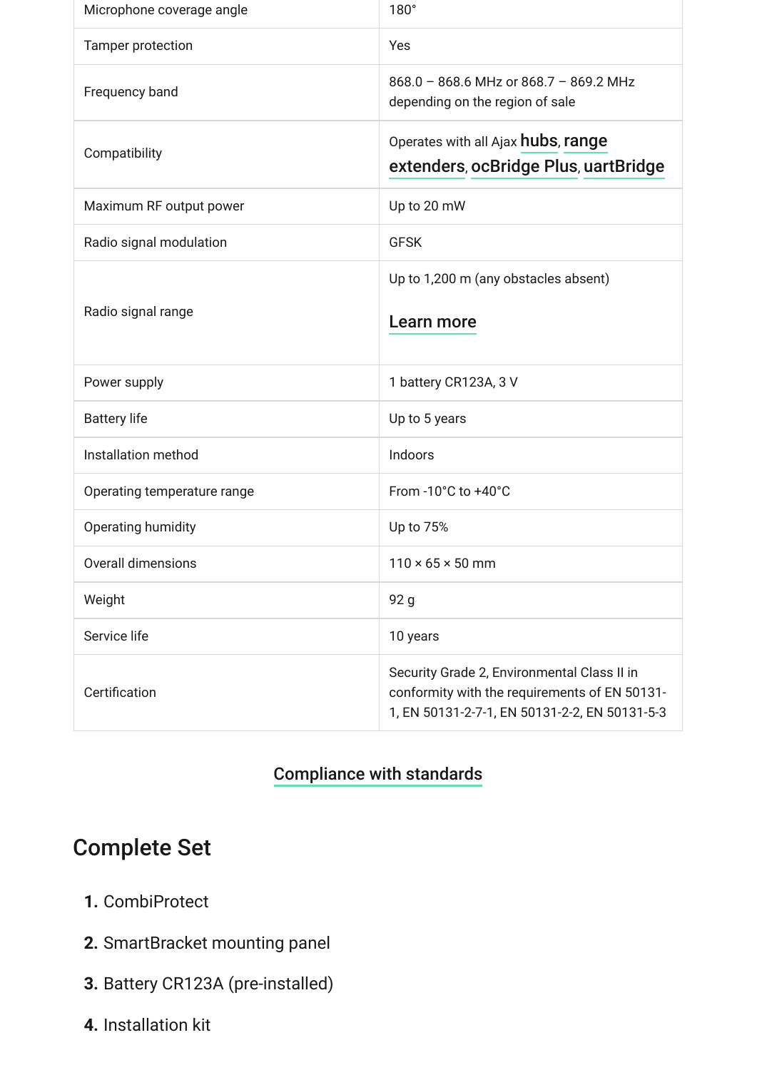| | |
|---|---|
| Microphone coverage angle | 180° |
| Tamper protection | Yes |
| Frequency band | 868.0 – 868.6 MHz or 868.7 – 869.2 MHz depending on the region of sale |
| Compatibility | Operates with all Ajax **hubs**, **range extenders**, **ocBridge Plus**, **uartBridge** |
| Maximum RF output power | Up to 20 mW |
| Radio signal modulation | GFSK |
| Radio signal range | Up to 1,200 m (any obstacles absent)<br><br>**Learn more** |
| Power supply | 1 battery CR123A, 3 V |
| Battery life | Up to 5 years |
| Installation method | Indoors |
| Operating temperature range | From -10°C to +40°C |
| Operating humidity | Up to 75% |
| Overall dimensions | 110 × 65 × 50 mm |
| Weight | 92 g |
| Service life | 10 years |
| Certification | Security Grade 2, Environmental Class II in conformity with the requirements of EN 50131-1, EN 50131-2-7-1, EN 50131-2-2, EN 50131-5-3 |

**Compliance with standards**

## Complete Set

1. CombiProtect
2. SmartBracket mounting panel
3. Battery CR123A (pre-installed)
4. Installation kit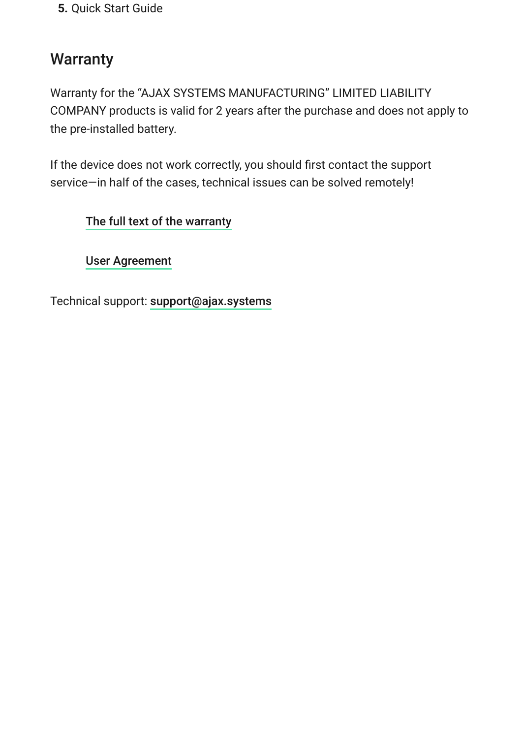5. Quick Start Guide

## Warranty

Warranty for the “AJAX SYSTEMS MANUFACTURING” LIMITED LIABILITY COMPANY products is valid for 2 years after the purchase and does not apply to the pre-installed battery.

If the device does not work correctly, you should first contact the support service—in half of the cases, technical issues can be solved remotely!

**The full text of the warranty**

**User Agreement**

Technical support: **support@ajax.systems**